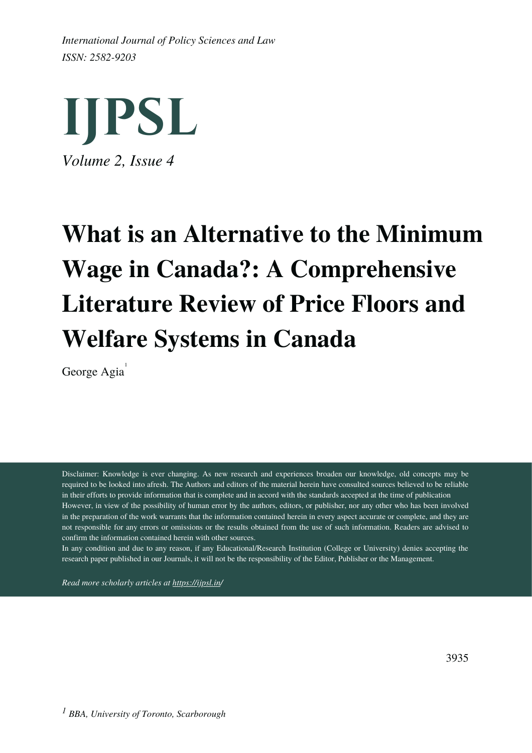*International Journal of Policy Sciences and Law*
*ISSN: 2582-9203*

# IJPSL

*Volume 2, Issue 4*

# What is an Alternative to the Minimum Wage in Canada?: A Comprehensive Literature Review of Price Floors and Welfare Systems in Canada

George Agia[1]

Disclaimer: Knowledge is ever changing. As new research and experiences broaden our knowledge, old concepts may be required to be looked into afresh. The Authors and editors of the material herein have consulted sources believed to be reliable in their efforts to provide information that is complete and in accord with the standards accepted at the time of publication However, in view of the possibility of human error by the authors, editors, or publisher, nor any other who has been involved in the preparation of the work warrants that the information contained herein in every aspect accurate or complete, and they are not responsible for any errors or omissions or the results obtained from the use of such information. Readers are advised to confirm the information contained herein with other sources.
In any condition and due to any reason, if any Educational/Research Institution (College or University) denies accepting the research paper published in our Journals, it will not be the responsibility of the Editor, Publisher or the Management.

*Read more scholarly articles at https://ijpsl.in/*

[1] *BBA, University of Toronto, Scarborough*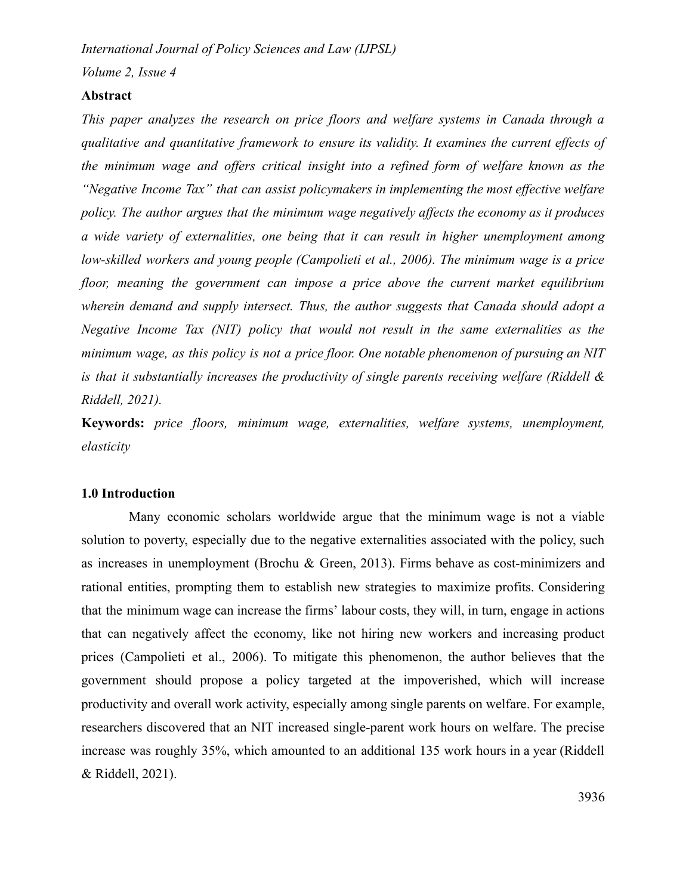## Abstract

*This paper analyzes the research on price floors and welfare systems in Canada through a qualitative and quantitative framework to ensure its validity. It examines the current effects of the minimum wage and offers critical insight into a refined form of welfare known as the "Negative Income Tax" that can assist policymakers in implementing the most effective welfare policy. The author argues that the minimum wage negatively affects the economy as it produces a wide variety of externalities, one being that it can result in higher unemployment among low-skilled workers and young people (Campolieti et al., 2006). The minimum wage is a price floor, meaning the government can impose a price above the current market equilibrium wherein demand and supply intersect. Thus, the author suggests that Canada should adopt a Negative Income Tax (NIT) policy that would not result in the same externalities as the minimum wage, as this policy is not a price floor. One notable phenomenon of pursuing an NIT is that it substantially increases the productivity of single parents receiving welfare (Riddell & Riddell, 2021).*

**Keywords:** *price floors, minimum wage, externalities, welfare systems, unemployment, elasticity*

## 1.0 Introduction

Many economic scholars worldwide argue that the minimum wage is not a viable solution to poverty, especially due to the negative externalities associated with the policy, such as increases in unemployment (Brochu & Green, 2013). Firms behave as cost-minimizers and rational entities, prompting them to establish new strategies to maximize profits. Considering that the minimum wage can increase the firms' labour costs, they will, in turn, engage in actions that can negatively affect the economy, like not hiring new workers and increasing product prices (Campolieti et al., 2006). To mitigate this phenomenon, the author believes that the government should propose a policy targeted at the impoverished, which will increase productivity and overall work activity, especially among single parents on welfare. For example, researchers discovered that an NIT increased single-parent work hours on welfare. The precise increase was roughly 35%, which amounted to an additional 135 work hours in a year (Riddell & Riddell, 2021).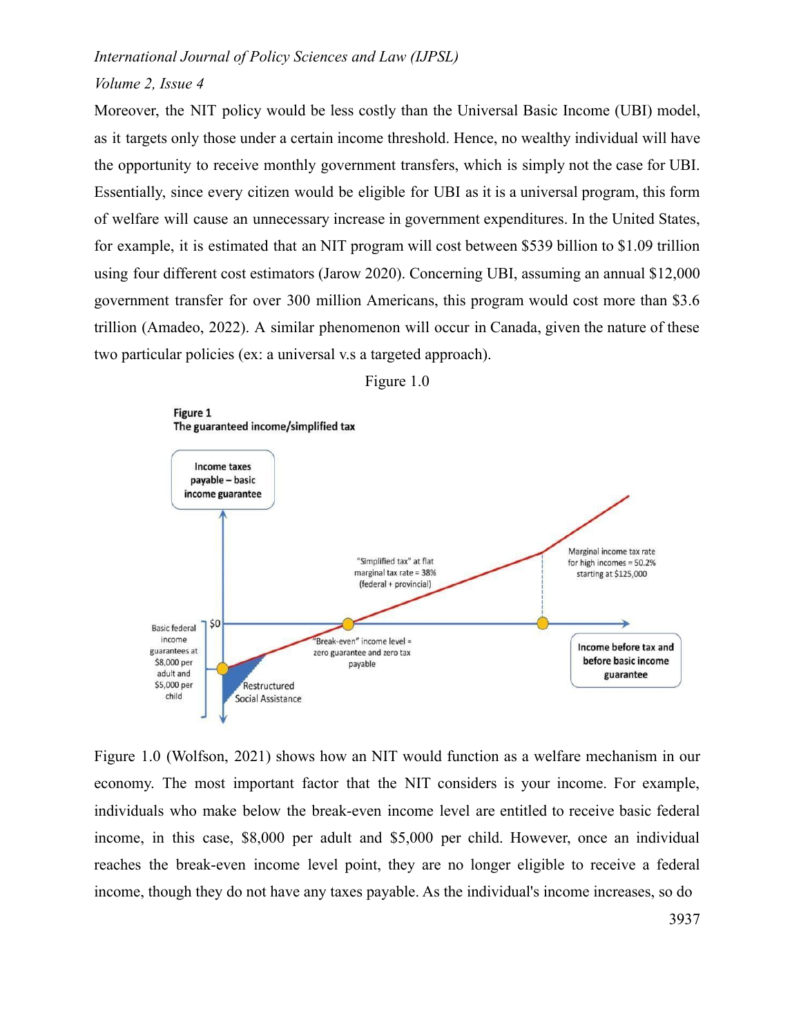Moreover, the NIT policy would be less costly than the Universal Basic Income (UBI) model, as it targets only those under a certain income threshold. Hence, no wealthy individual will have the opportunity to receive monthly government transfers, which is simply not the case for UBI. Essentially, since every citizen would be eligible for UBI as it is a universal program, this form of welfare will cause an unnecessary increase in government expenditures. In the United States, for example, it is estimated that an NIT program will cost between $539 billion to $1.09 trillion using four different cost estimators (Jarow 2020). Concerning UBI, assuming an annual $12,000 government transfer for over 300 million Americans, this program would cost more than $3.6 trillion (Amadeo, 2022). A similar phenomenon will occur in Canada, given the nature of these two particular policies (ex: a universal v.s a targeted approach).

Figure 1.0

**Figure 1**
**The guaranteed income/simplified tax**

Figure 1.0 (Wolfson, 2021) shows how an NIT would function as a welfare mechanism in our economy. The most important factor that the NIT considers is your income. For example, individuals who make below the break-even income level are entitled to receive basic federal income, in this case, $8,000 per adult and $5,000 per child. However, once an individual reaches the break-even income level point, they are no longer eligible to receive a federal income, though they do not have any taxes payable. As the individual's income increases, so do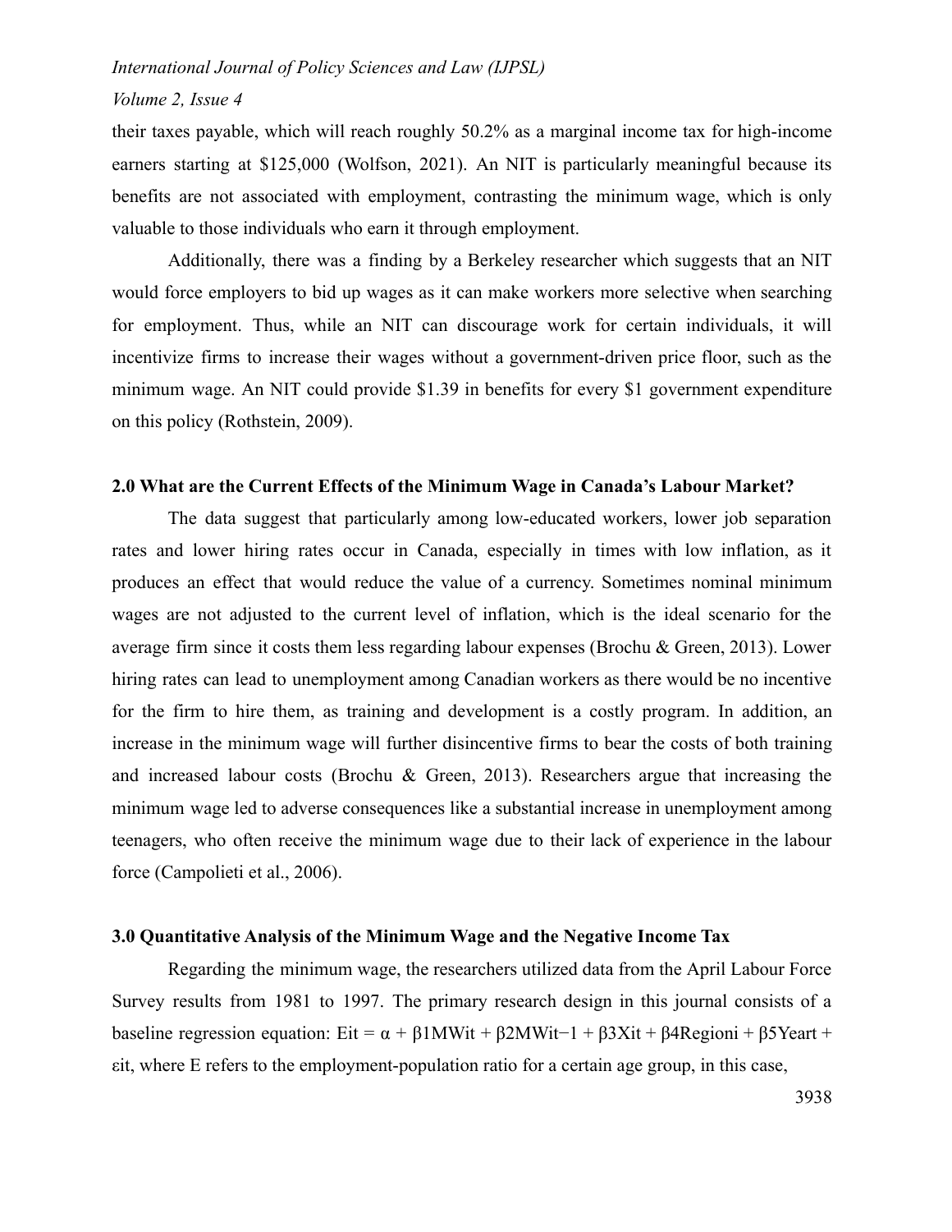their taxes payable, which will reach roughly 50.2% as a marginal income tax for high-income earners starting at $125,000 (Wolfson, 2021). An NIT is particularly meaningful because its benefits are not associated with employment, contrasting the minimum wage, which is only valuable to those individuals who earn it through employment.

Additionally, there was a finding by a Berkeley researcher which suggests that an NIT would force employers to bid up wages as it can make workers more selective when searching for employment. Thus, while an NIT can discourage work for certain individuals, it will incentivize firms to increase their wages without a government-driven price floor, such as the minimum wage. An NIT could provide $1.39 in benefits for every $1 government expenditure on this policy (Rothstein, 2009).

## 2.0 What are the Current Effects of the Minimum Wage in Canada's Labour Market?

The data suggest that particularly among low-educated workers, lower job separation rates and lower hiring rates occur in Canada, especially in times with low inflation, as it produces an effect that would reduce the value of a currency. Sometimes nominal minimum wages are not adjusted to the current level of inflation, which is the ideal scenario for the average firm since it costs them less regarding labour expenses (Brochu & Green, 2013). Lower hiring rates can lead to unemployment among Canadian workers as there would be no incentive for the firm to hire them, as training and development is a costly program. In addition, an increase in the minimum wage will further disincentive firms to bear the costs of both training and increased labour costs (Brochu & Green, 2013). Researchers argue that increasing the minimum wage led to adverse consequences like a substantial increase in unemployment among teenagers, who often receive the minimum wage due to their lack of experience in the labour force (Campolieti et al., 2006).

## 3.0 Quantitative Analysis of the Minimum Wage and the Negative Income Tax

Regarding the minimum wage, the researchers utilized data from the April Labour Force Survey results from 1981 to 1997. The primary research design in this journal consists of a baseline regression equation: $E_{it} = \alpha + \beta_1 MW_{it} + \beta_2 MW_{it-1} + \beta_3 X_{it} + \beta_4 Region_i + \beta_5 Year_t + \varepsilon_{it}$, where E refers to the employment-population ratio for a certain age group, in this case,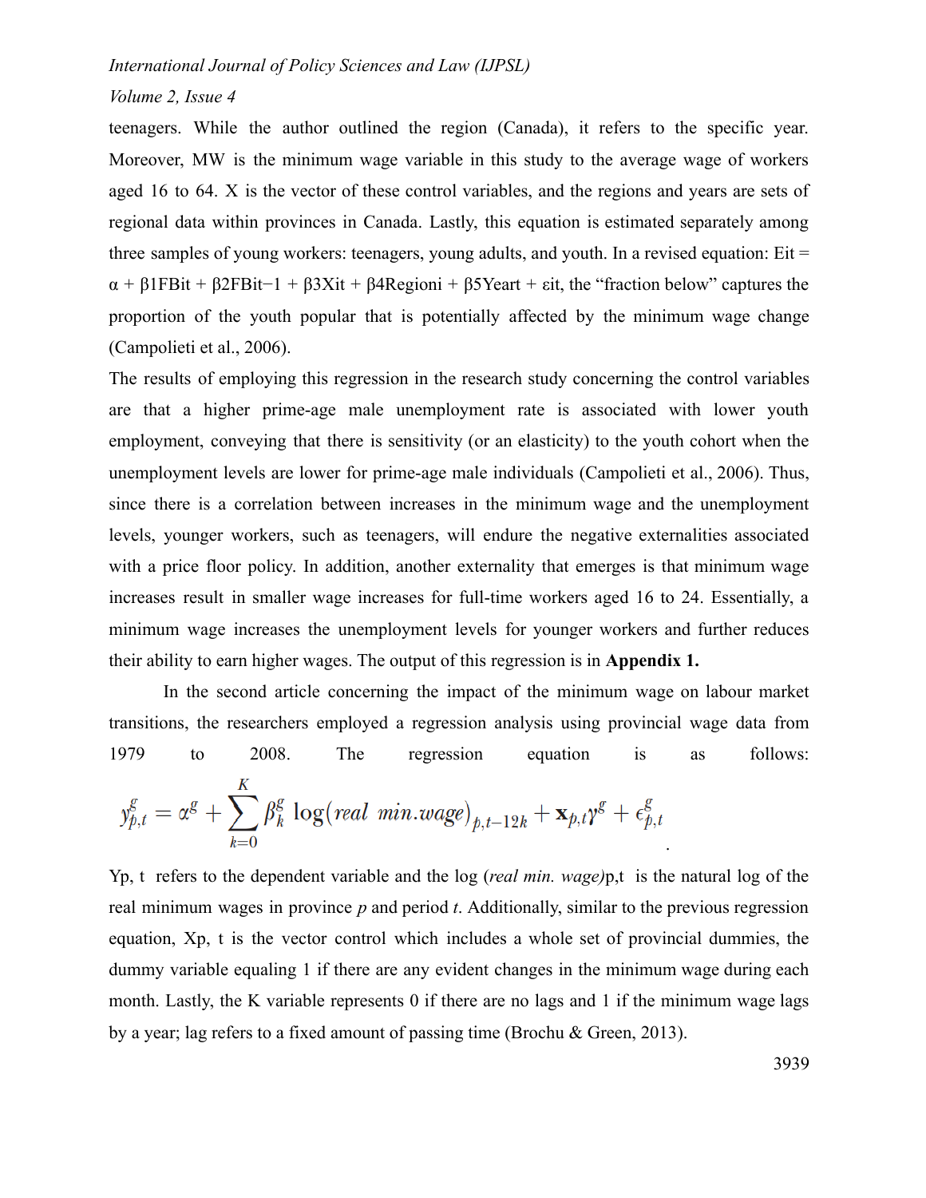teenagers. While the author outlined the region (Canada), it refers to the specific year. Moreover, MW is the minimum wage variable in this study to the average wage of workers aged 16 to 64. X is the vector of these control variables, and the regions and years are sets of regional data within provinces in Canada. Lastly, this equation is estimated separately among three samples of young workers: teenagers, young adults, and youth. In a revised equation: $E_{it} = \alpha + \beta_1 FB_{it} + \beta_2 FB_{it-1} + \beta_3 X_{it} + \beta_4 Region_i + \beta_5 Year_t + \varepsilon_{it}$, the "fraction below" captures the proportion of the youth popular that is potentially affected by the minimum wage change (Campolieti et al., 2006).

The results of employing this regression in the research study concerning the control variables are that a higher prime-age male unemployment rate is associated with lower youth employment, conveying that there is sensitivity (or an elasticity) to the youth cohort when the unemployment levels are lower for prime-age male individuals (Campolieti et al., 2006). Thus, since there is a correlation between increases in the minimum wage and the unemployment levels, younger workers, such as teenagers, will endure the negative externalities associated with a price floor policy. In addition, another externality that emerges is that minimum wage increases result in smaller wage increases for full-time workers aged 16 to 24. Essentially, a minimum wage increases the unemployment levels for younger workers and further reduces their ability to earn higher wages. The output of this regression is in **Appendix 1.**

In the second article concerning the impact of the minimum wage on labour market transitions, the researchers employed a regression analysis using provincial wage data from 1979 to 2008. The regression equation is as follows:

$$y^g_{p,t} = \alpha^g + \sum_{k=0}^{K} \beta^g_k \log(real\ min.wage)_{p,t-12k} + \mathbf{x}_{p,t}\gamma^g + \epsilon^g_{p,t}$$

$Y_{p,t}$ refers to the dependent variable and the log (*real min. wage*)$_{p,t}$ is the natural log of the real minimum wages in province *p* and period *t*. Additionally, similar to the previous regression equation, $X_{p,t}$ is the vector control which includes a whole set of provincial dummies, the dummy variable equaling 1 if there are any evident changes in the minimum wage during each month. Lastly, the K variable represents 0 if there are no lags and 1 if the minimum wage lags by a year; lag refers to a fixed amount of passing time (Brochu & Green, 2013).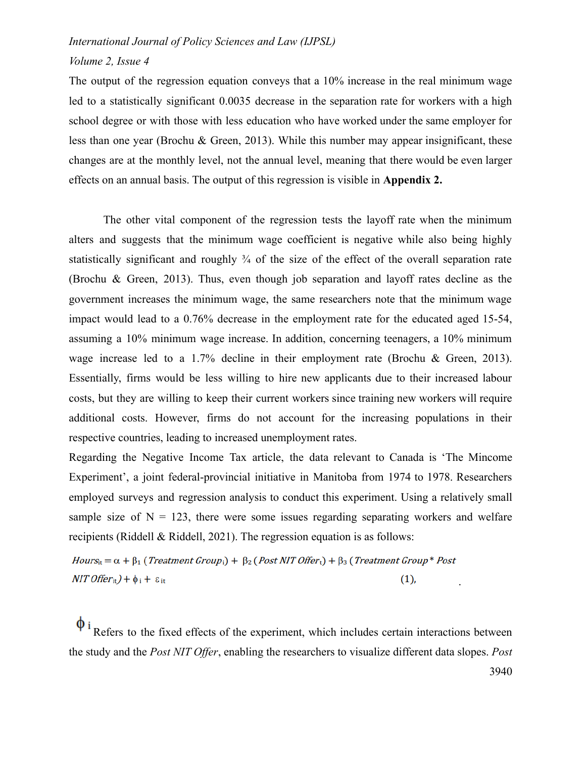The output of the regression equation conveys that a 10% increase in the real minimum wage led to a statistically significant 0.0035 decrease in the separation rate for workers with a high school degree or with those with less education who have worked under the same employer for less than one year (Brochu & Green, 2013). While this number may appear insignificant, these changes are at the monthly level, not the annual level, meaning that there would be even larger effects on an annual basis. The output of this regression is visible in **Appendix 2.**

The other vital component of the regression tests the layoff rate when the minimum alters and suggests that the minimum wage coefficient is negative while also being highly statistically significant and roughly ¾ of the size of the effect of the overall separation rate (Brochu & Green, 2013). Thus, even though job separation and layoff rates decline as the government increases the minimum wage, the same researchers note that the minimum wage impact would lead to a 0.76% decrease in the employment rate for the educated aged 15-54, assuming a 10% minimum wage increase. In addition, concerning teenagers, a 10% minimum wage increase led to a 1.7% decline in their employment rate (Brochu & Green, 2013). Essentially, firms would be less willing to hire new applicants due to their increased labour costs, but they are willing to keep their current workers since training new workers will require additional costs. However, firms do not account for the increasing populations in their respective countries, leading to increased unemployment rates.

Regarding the Negative Income Tax article, the data relevant to Canada is 'The Mincome Experiment', a joint federal-provincial initiative in Manitoba from 1974 to 1978. Researchers employed surveys and regression analysis to conduct this experiment. Using a relatively small sample size of N = 123, there were some issues regarding separating workers and welfare recipients (Riddell & Riddell, 2021). The regression equation is as follows:

$$Hours_{it} = \alpha + \beta_1 \,(Treatment\ Group_i) + \beta_2 \,(Post\ NIT\ Offer_t) + \beta_3 \,(Treatment\ Group * Post\ NIT\ Offer_{it}) + \phi_i + \varepsilon_{it} \quad (1),$$

$\phi_i$ Refers to the fixed effects of the experiment, which includes certain interactions between the study and the *Post NIT Offer*, enabling the researchers to visualize different data slopes. *Post*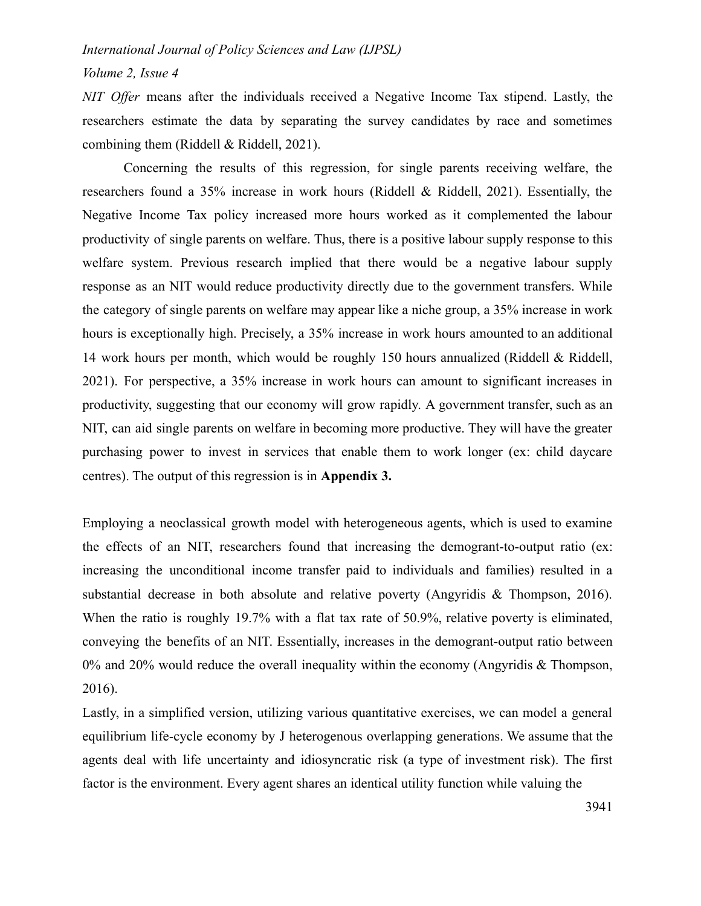*NIT Offer* means after the individuals received a Negative Income Tax stipend. Lastly, the researchers estimate the data by separating the survey candidates by race and sometimes combining them (Riddell & Riddell, 2021).

Concerning the results of this regression, for single parents receiving welfare, the researchers found a 35% increase in work hours (Riddell & Riddell, 2021). Essentially, the Negative Income Tax policy increased more hours worked as it complemented the labour productivity of single parents on welfare. Thus, there is a positive labour supply response to this welfare system. Previous research implied that there would be a negative labour supply response as an NIT would reduce productivity directly due to the government transfers. While the category of single parents on welfare may appear like a niche group, a 35% increase in work hours is exceptionally high. Precisely, a 35% increase in work hours amounted to an additional 14 work hours per month, which would be roughly 150 hours annualized (Riddell & Riddell, 2021). For perspective, a 35% increase in work hours can amount to significant increases in productivity, suggesting that our economy will grow rapidly. A government transfer, such as an NIT, can aid single parents on welfare in becoming more productive. They will have the greater purchasing power to invest in services that enable them to work longer (ex: child daycare centres). The output of this regression is in **Appendix 3.**

Employing a neoclassical growth model with heterogeneous agents, which is used to examine the effects of an NIT, researchers found that increasing the demogrant-to-output ratio (ex: increasing the unconditional income transfer paid to individuals and families) resulted in a substantial decrease in both absolute and relative poverty (Angyridis & Thompson, 2016). When the ratio is roughly 19.7% with a flat tax rate of 50.9%, relative poverty is eliminated, conveying the benefits of an NIT. Essentially, increases in the demogrant-output ratio between 0% and 20% would reduce the overall inequality within the economy (Angyridis & Thompson, 2016).

Lastly, in a simplified version, utilizing various quantitative exercises, we can model a general equilibrium life-cycle economy by J heterogenous overlapping generations. We assume that the agents deal with life uncertainty and idiosyncratic risk (a type of investment risk). The first factor is the environment. Every agent shares an identical utility function while valuing the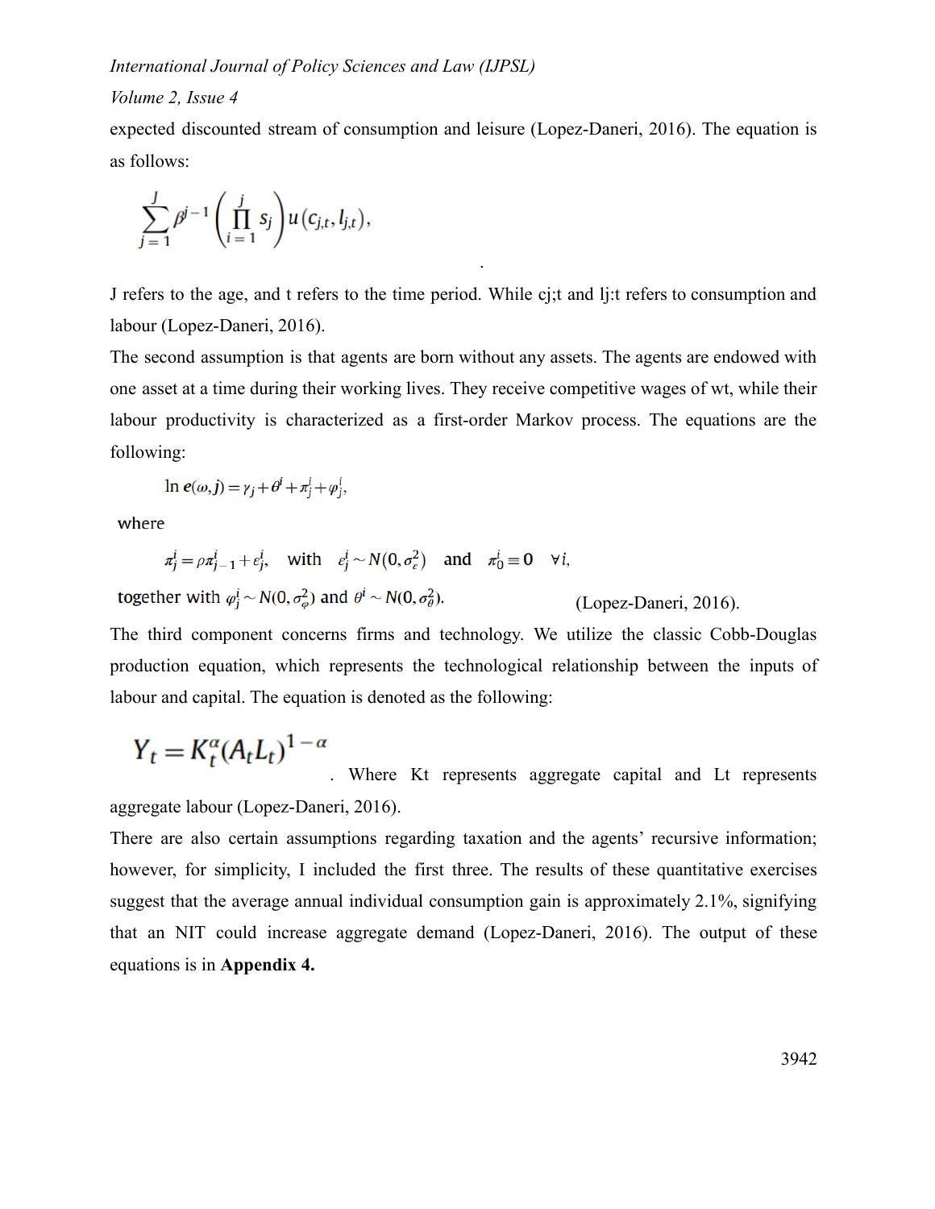expected discounted stream of consumption and leisure (Lopez-Daneri, 2016). The equation is as follows:

$$\sum_{j=1}^{J} \beta^{j-1} \left( \prod_{i=1}^{j} s_j \right) u(c_{j,t}, l_{j,t}),$$

J refers to the age, and t refers to the time period. While cj;t and lj:t refers to consumption and labour (Lopez-Daneri, 2016).

The second assumption is that agents are born without any assets. The agents are endowed with one asset at a time during their working lives. They receive competitive wages of wt, while their labour productivity is characterized as a first-order Markov process. The equations are the following:

$$\ln e(\omega, j) = \gamma_j + \theta^i + \pi_j^i + \varphi_j^i,$$

where

$$\pi_j^i = \rho \pi_{j-1}^i + \epsilon_j^i, \quad \text{with} \quad \epsilon_j^i \sim N(0, \sigma_\epsilon^2) \quad \text{and} \quad \pi_0^i \equiv 0 \quad \forall i,$$

together with $\varphi_j^i \sim N(0, \sigma_\varphi^2)$ and $\theta^i \sim N(0, \sigma_\theta^2)$. (Lopez-Daneri, 2016).

The third component concerns firms and technology. We utilize the classic Cobb-Douglas production equation, which represents the technological relationship between the inputs of labour and capital. The equation is denoted as the following:

$$Y_t = K_t^{\alpha} (A_t L_t)^{1-\alpha}$$

. Where Kt represents aggregate capital and Lt represents aggregate labour (Lopez-Daneri, 2016).

There are also certain assumptions regarding taxation and the agents' recursive information; however, for simplicity, I included the first three. The results of these quantitative exercises suggest that the average annual individual consumption gain is approximately 2.1%, signifying that an NIT could increase aggregate demand (Lopez-Daneri, 2016). The output of these equations is in **Appendix 4.**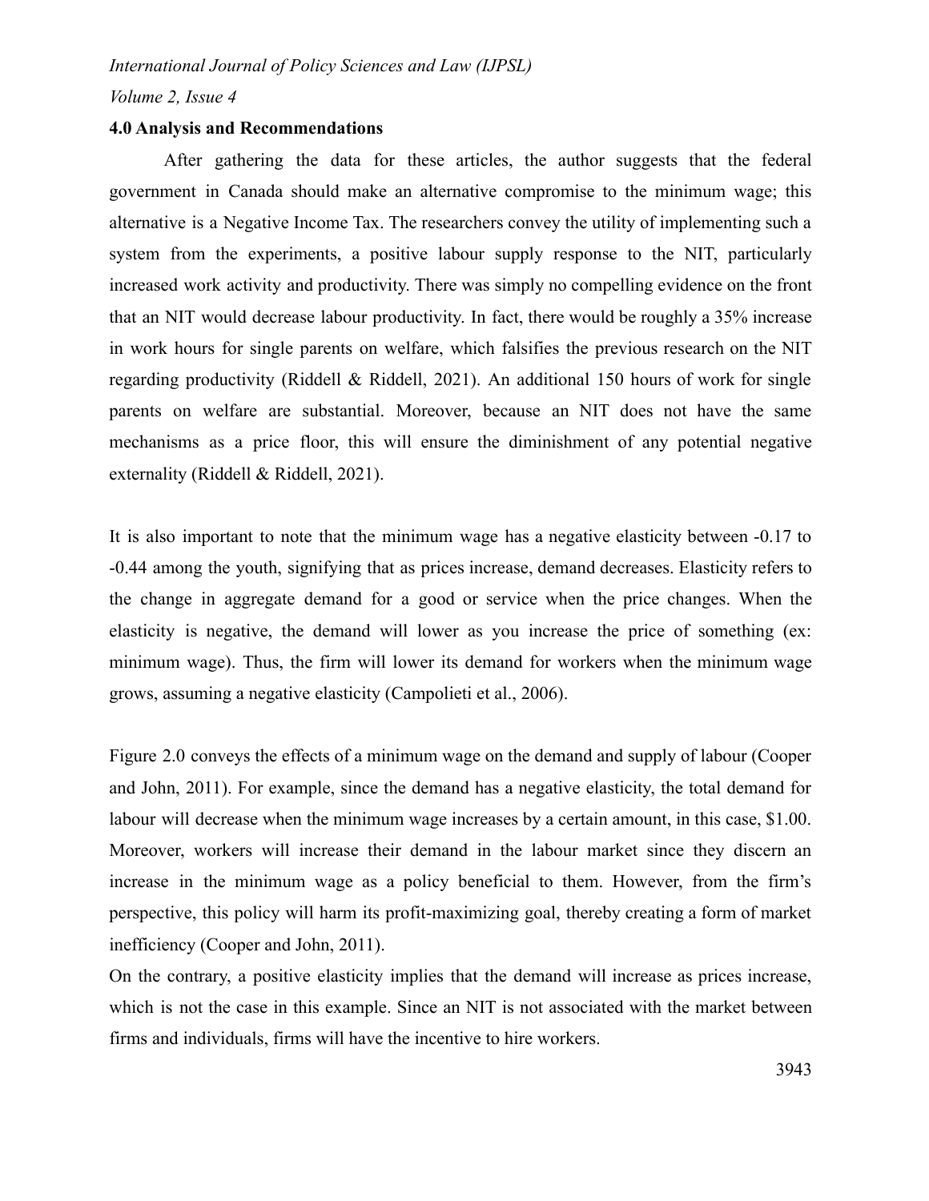### 4.0 Analysis and Recommendations

After gathering the data for these articles, the author suggests that the federal government in Canada should make an alternative compromise to the minimum wage; this alternative is a Negative Income Tax. The researchers convey the utility of implementing such a system from the experiments, a positive labour supply response to the NIT, particularly increased work activity and productivity. There was simply no compelling evidence on the front that an NIT would decrease labour productivity. In fact, there would be roughly a 35% increase in work hours for single parents on welfare, which falsifies the previous research on the NIT regarding productivity (Riddell & Riddell, 2021). An additional 150 hours of work for single parents on welfare are substantial. Moreover, because an NIT does not have the same mechanisms as a price floor, this will ensure the diminishment of any potential negative externality (Riddell & Riddell, 2021).

It is also important to note that the minimum wage has a negative elasticity between -0.17 to -0.44 among the youth, signifying that as prices increase, demand decreases. Elasticity refers to the change in aggregate demand for a good or service when the price changes. When the elasticity is negative, the demand will lower as you increase the price of something (ex: minimum wage). Thus, the firm will lower its demand for workers when the minimum wage grows, assuming a negative elasticity (Campolieti et al., 2006).

Figure 2.0 conveys the effects of a minimum wage on the demand and supply of labour (Cooper and John, 2011). For example, since the demand has a negative elasticity, the total demand for labour will decrease when the minimum wage increases by a certain amount, in this case, $1.00. Moreover, workers will increase their demand in the labour market since they discern an increase in the minimum wage as a policy beneficial to them. However, from the firm's perspective, this policy will harm its profit-maximizing goal, thereby creating a form of market inefficiency (Cooper and John, 2011).

On the contrary, a positive elasticity implies that the demand will increase as prices increase, which is not the case in this example. Since an NIT is not associated with the market between firms and individuals, firms will have the incentive to hire workers.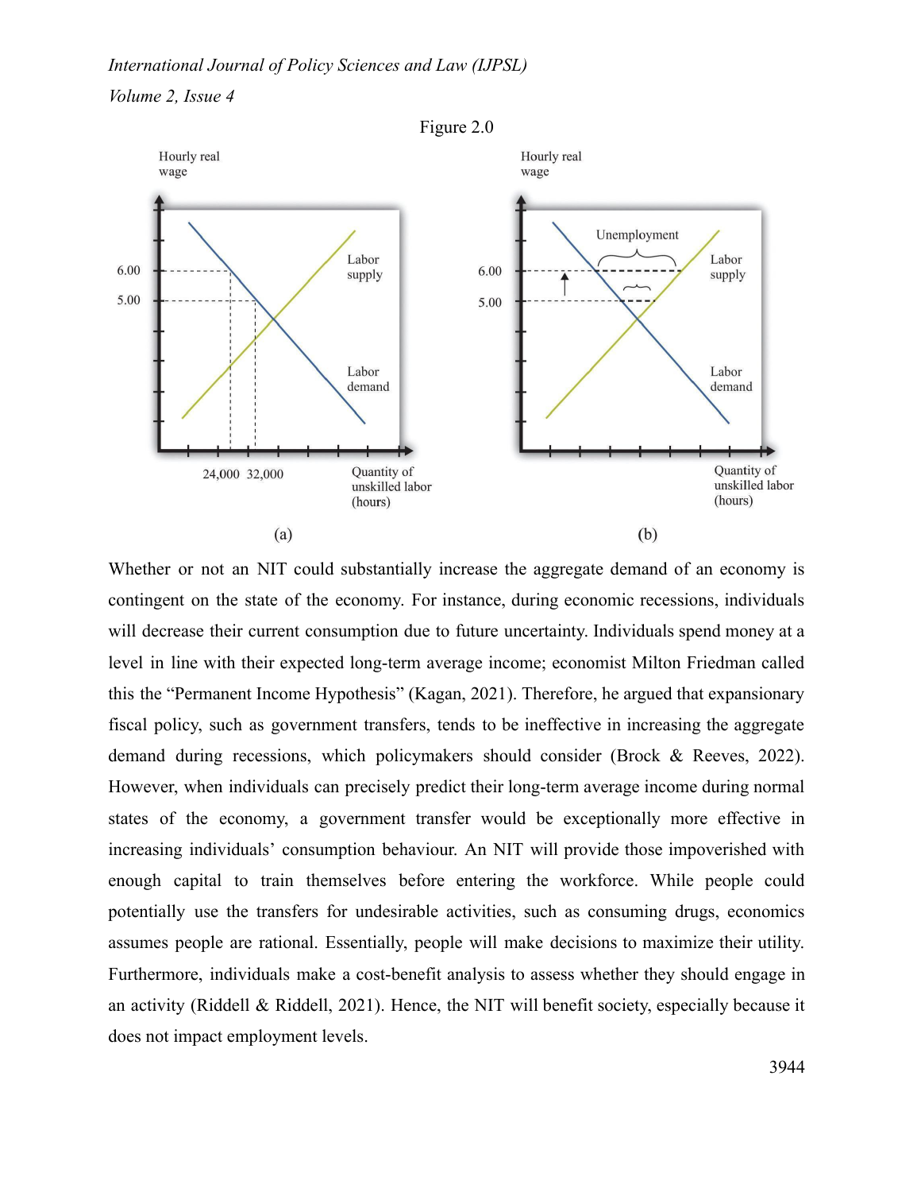Figure 2.0

Whether or not an NIT could substantially increase the aggregate demand of an economy is contingent on the state of the economy. For instance, during economic recessions, individuals will decrease their current consumption due to future uncertainty. Individuals spend money at a level in line with their expected long-term average income; economist Milton Friedman called this the "Permanent Income Hypothesis" (Kagan, 2021). Therefore, he argued that expansionary fiscal policy, such as government transfers, tends to be ineffective in increasing the aggregate demand during recessions, which policymakers should consider (Brock & Reeves, 2022). However, when individuals can precisely predict their long-term average income during normal states of the economy, a government transfer would be exceptionally more effective in increasing individuals' consumption behaviour. An NIT will provide those impoverished with enough capital to train themselves before entering the workforce. While people could potentially use the transfers for undesirable activities, such as consuming drugs, economics assumes people are rational. Essentially, people will make decisions to maximize their utility. Furthermore, individuals make a cost-benefit analysis to assess whether they should engage in an activity (Riddell & Riddell, 2021). Hence, the NIT will benefit society, especially because it does not impact employment levels.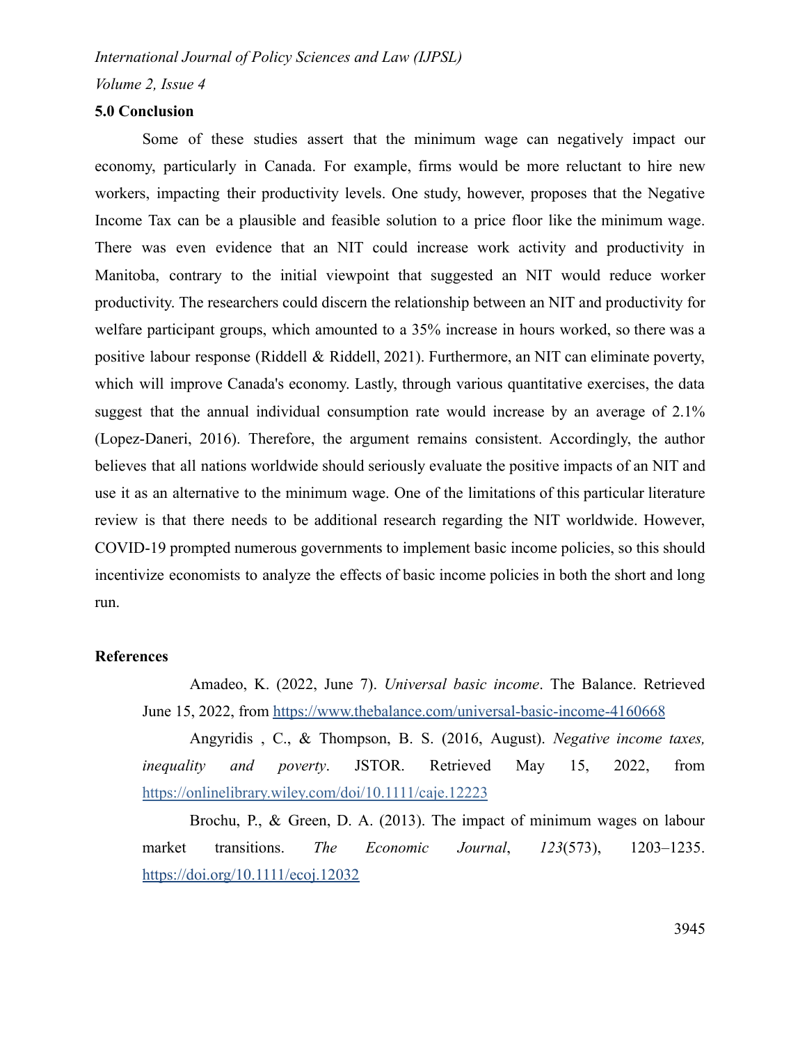## 5.0 Conclusion

Some of these studies assert that the minimum wage can negatively impact our economy, particularly in Canada. For example, firms would be more reluctant to hire new workers, impacting their productivity levels. One study, however, proposes that the Negative Income Tax can be a plausible and feasible solution to a price floor like the minimum wage. There was even evidence that an NIT could increase work activity and productivity in Manitoba, contrary to the initial viewpoint that suggested an NIT would reduce worker productivity. The researchers could discern the relationship between an NIT and productivity for welfare participant groups, which amounted to a 35% increase in hours worked, so there was a positive labour response (Riddell & Riddell, 2021). Furthermore, an NIT can eliminate poverty, which will improve Canada's economy. Lastly, through various quantitative exercises, the data suggest that the annual individual consumption rate would increase by an average of 2.1% (Lopez-Daneri, 2016). Therefore, the argument remains consistent. Accordingly, the author believes that all nations worldwide should seriously evaluate the positive impacts of an NIT and use it as an alternative to the minimum wage. One of the limitations of this particular literature review is that there needs to be additional research regarding the NIT worldwide. However, COVID-19 prompted numerous governments to implement basic income policies, so this should incentivize economists to analyze the effects of basic income policies in both the short and long run.

## References

Amadeo, K. (2022, June 7). *Universal basic income*. The Balance. Retrieved June 15, 2022, from https://www.thebalance.com/universal-basic-income-4160668

Angyridis , C., & Thompson, B. S. (2016, August). *Negative income taxes, inequality and poverty*. JSTOR. Retrieved May 15, 2022, from https://onlinelibrary.wiley.com/doi/10.1111/caje.12223

Brochu, P., & Green, D. A. (2013). The impact of minimum wages on labour market transitions. *The Economic Journal*, *123*(573), 1203–1235. https://doi.org/10.1111/ecoj.12032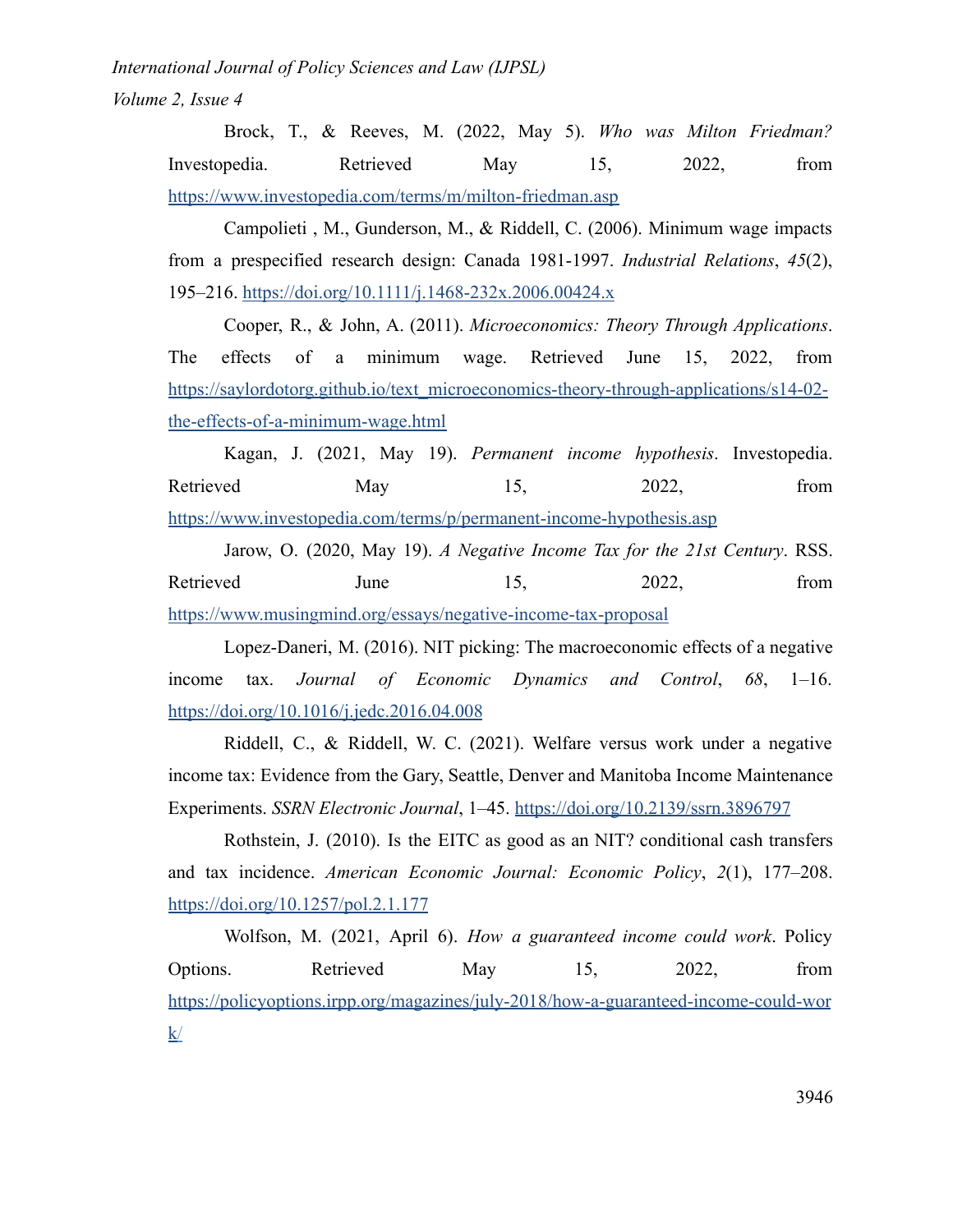Brock, T., & Reeves, M. (2022, May 5). *Who was Milton Friedman?* Investopedia. Retrieved May 15, 2022, from https://www.investopedia.com/terms/m/milton-friedman.asp

Campolieti , M., Gunderson, M., & Riddell, C. (2006). Minimum wage impacts from a prespecified research design: Canada 1981-1997. *Industrial Relations*, *45*(2), 195–216. https://doi.org/10.1111/j.1468-232x.2006.00424.x

Cooper, R., & John, A. (2011). *Microeconomics: Theory Through Applications*. The effects of a minimum wage. Retrieved June 15, 2022, from https://saylordotorg.github.io/text_microeconomics-theory-through-applications/s14-02-the-effects-of-a-minimum-wage.html

Kagan, J. (2021, May 19). *Permanent income hypothesis*. Investopedia. Retrieved May 15, 2022, from https://www.investopedia.com/terms/p/permanent-income-hypothesis.asp

Jarow, O. (2020, May 19). *A Negative Income Tax for the 21st Century*. RSS. Retrieved June 15, 2022, from https://www.musingmind.org/essays/negative-income-tax-proposal

Lopez-Daneri, M. (2016). NIT picking: The macroeconomic effects of a negative income tax. *Journal of Economic Dynamics and Control*, *68*, 1–16. https://doi.org/10.1016/j.jedc.2016.04.008

Riddell, C., & Riddell, W. C. (2021). Welfare versus work under a negative income tax: Evidence from the Gary, Seattle, Denver and Manitoba Income Maintenance Experiments. *SSRN Electronic Journal*, 1–45. https://doi.org/10.2139/ssrn.3896797

Rothstein, J. (2010). Is the EITC as good as an NIT? conditional cash transfers and tax incidence. *American Economic Journal: Economic Policy*, *2*(1), 177–208. https://doi.org/10.1257/pol.2.1.177

Wolfson, M. (2021, April 6). *How a guaranteed income could work*. Policy Options. Retrieved May 15, 2022, from https://policyoptions.irpp.org/magazines/july-2018/how-a-guaranteed-income-could-work/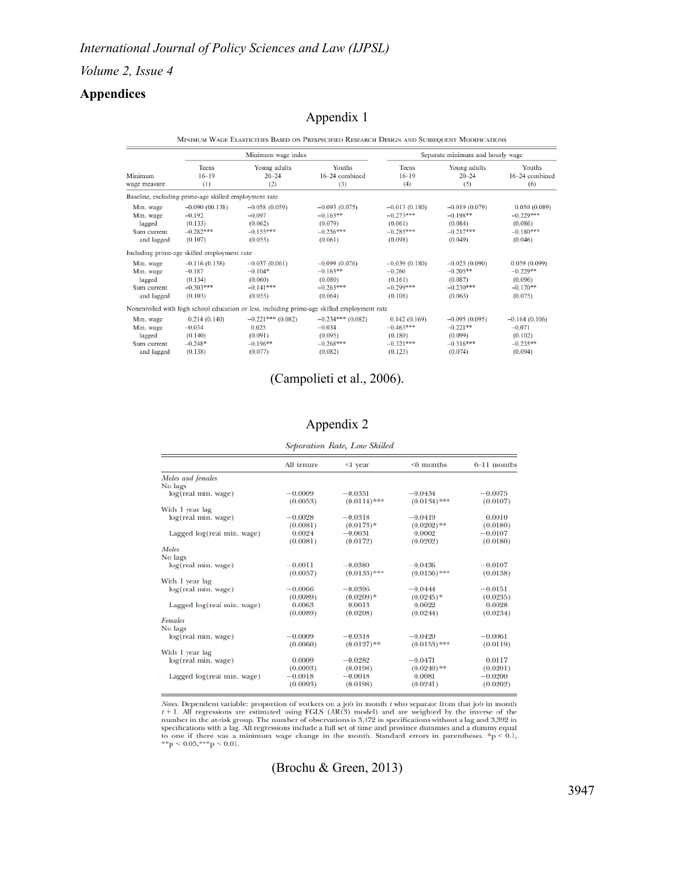## Appendices

### Appendix 1

Minimum Wage Elasticities Based on Prespecified Research Design and Subsequent Modifications

| Minimum wage measure | Minimum wage index | | | Separate minimum and hourly wage | | |
|---|---|---|---|---|---|---|
| | Teens 16–19 (1) | Young adults 20–24 (2) | Youths 16–24 combined (3) | Teens 16–19 (4) | Young adults 20–24 (5) | Youths 16–24 combined (6) |
| **Baseline, excluding prime-age skilled employment rate** | | | | | | |
| Min. wage | −0.090 (00.138) | −0.058 (0.059) | −0.093 (0.075) | −0.013 (0.180) | −0.019 (0.079) | 0.050 (0.089) |
| Min. wage lagged | −0.192 (0.133) | −0.097 (0.062) | −0.163** (0.079) | −0.273*** (0.061) | −0.198** (0.084) | −0.229*** (0.086) |
| Sum current and lagged | −0.282*** (0.107) | −0.155*** (0.055) | −0.256*** (0.061) | −0.285*** (0.098) | −0.217*** (0.049) | −0.180*** (0.046) |
| **Including prime-age skilled employment rate** | | | | | | |
| Min. wage | −0.116 (0.138) | −0.037 (0.061) | −0.099 (0.076) | −0.039 (0.180) | −0.025 (0.090) | 0.059 (0.099) |
| Min. wage lagged | −0.187 (0.134) | −0.104* (0.060) | −0.163** (0.080) | −0.260 (0.161) | −0.205** (0.087) | −0.229** (0.096) |
| Sum current and lagged | −0.303*** (0.103) | −0.141*** (0.055) | −0.263*** (0.064) | −0.299*** (0.108) | −0.230*** (0.063) | −0.170** (0.075) |
| **Nonenrolled with high school education or less, including prime-age skilled employment rate** | | | | | | |
| Min. wage | 0.214 (0.140) | −0.221*** (0.082) | −0.234*** (0.082) | 0.142 (0.169) | −0.095 (0.095) | −0.164 (0.106) |
| Min. wage lagged | −0.034 (0.140) | 0.025 (0.091) | −0.034 (0.095) | −0.463*** (0.180) | −0.221** (0.099) | −0.071 (0.102) |
| Sum current and lagged | −0.248* (0.138) | −0.196** (0.077) | −0.268*** (0.082) | −0.321*** (0.123) | −0.316*** (0.074) | −0.235** (0.094) |

(Campolieti et al., 2006).

### Appendix 2

*Separation Rate, Low Skilled*

| | All tenure | <1 year | <6 months | 6–11 months |
|---|---|---|---|---|
| *Males and females* | | | | |
| No lags | | | | |
| log(real min. wage) | −0.0009 (0.0053) | −0.0351 (0.0114)*** | −0.0434 (0.0134)*** | −0.0075 (0.0107) |
| With 1 year lag | | | | |
| log(real min. wage) | −0.0028 (0.0081) | −0.0318 (0.0173)* | −0.0419 (0.0202)** | 0.0010 (0.0180) |
| Lagged log(real min. wage) | 0.0024 (0.0081) | −0.0031 (0.0172) | 0.0002 (0.0202) | −0.0107 (0.0180) |
| *Males* | | | | |
| No lags | | | | |
| log(real min. wage) | −0.0011 (0.0057) | −0.0380 (0.0133)*** | −0.0436 (0.0156)*** | −0.0107 (0.0138) |
| With 1 year lag | | | | |
| log(real min. wage) | −0.0066 (0.0089) | −0.0396 (0.0209)* | −0.0444 (0.0245)* | −0.0151 (0.0235) |
| Lagged log(real min. wage) | 0.0063 (0.0089) | 0.0013 (0.0208) | 0.0022 (0.0244) | 0.0028 (0.0234) |
| *Females* | | | | |
| No lags | | | | |
| log(real min. wage) | −0.0009 (0.0060) | −0.0318 (0.0127)** | −0.0420 (0.0153)*** | −0.0061 (0.0119) |
| With 1 year lag | | | | |
| log(real min. wage) | 0.0009 (0.0093) | −0.0282 (0.0198) | −0.0471 (0.0240)** | 0.0117 (0.0201) |
| Lagged log(real min. wage) | −0.0018 (0.0093) | −0.0018 (0.0198) | 0.0081 (0.0241) | −0.0200 (0.0202) |

*Notes.* Dependent variable: proportion of workers on a job in month $t$ who separate from that job in month $t+1$. All regressions are estimated using FGLS (AR(3) model) and are weighted by the inverse of the number in the at-risk group. The number of observations is 3,472 in specifications without a lag and 3,392 in specifications with a lag. All regressions include a full set of time and province dummies and a dummy equal to one if there was a minimum wage change in the month. Standard errors in parentheses. *$p < 0.1$, **$p < 0.05$, ***$p < 0.01$.

(Brochu & Green, 2013)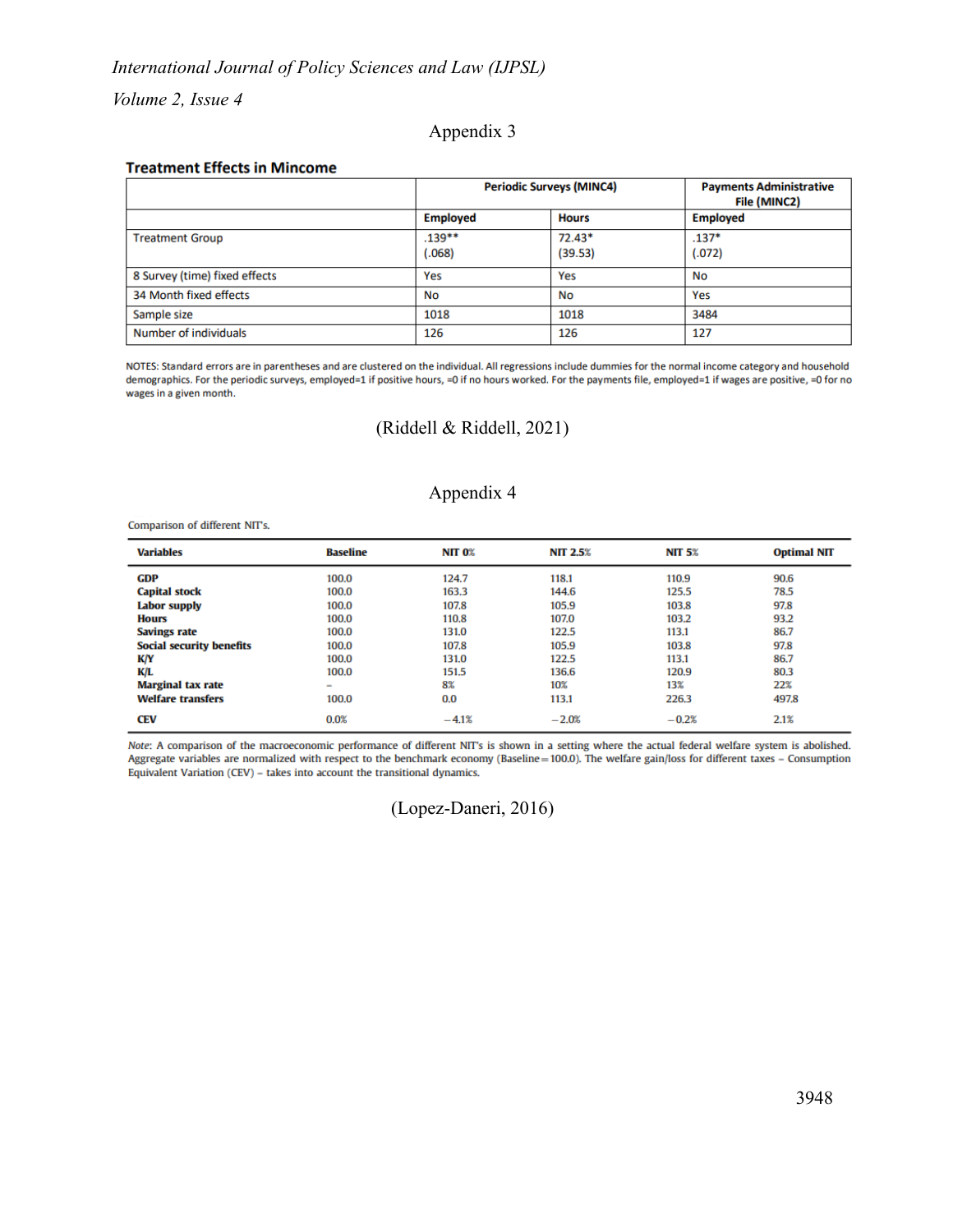## Appendix 3

**Treatment Effects in Mincome**

| | Periodic Surveys (MINC4) | | Payments Administrative File (MINC2) |
|---|---|---|---|
| | **Employed** | **Hours** | **Employed** |
| Treatment Group | .139** (.068) | 72.43* (39.53) | .137* (.072) |
| 8 Survey (time) fixed effects | Yes | Yes | No |
| 34 Month fixed effects | No | No | Yes |
| Sample size | 1018 | 1018 | 3484 |
| Number of individuals | 126 | 126 | 127 |

NOTES: Standard errors are in parentheses and are clustered on the individual. All regressions include dummies for the normal income category and household demographics. For the periodic surveys, employed=1 if positive hours, =0 if no hours worked. For the payments file, employed=1 if wages are positive, =0 for no wages in a given month.

(Riddell & Riddell, 2021)

## Appendix 4

Comparison of different NIT's.

| Variables | Baseline | NIT 0% | NIT 2.5% | NIT 5% | Optimal NIT |
|---|---|---|---|---|---|
| **GDP** | 100.0 | 124.7 | 118.1 | 110.9 | 90.6 |
| **Capital stock** | 100.0 | 163.3 | 144.6 | 125.5 | 78.5 |
| **Labor supply** | 100.0 | 107.8 | 105.9 | 103.8 | 97.8 |
| **Hours** | 100.0 | 110.8 | 107.0 | 103.2 | 93.2 |
| **Savings rate** | 100.0 | 131.0 | 122.5 | 113.1 | 86.7 |
| **Social security benefits** | 100.0 | 107.8 | 105.9 | 103.8 | 97.8 |
| **K/Y** | 100.0 | 131.0 | 122.5 | 113.1 | 86.7 |
| **K/L** | 100.0 | 151.5 | 136.6 | 120.9 | 80.3 |
| **Marginal tax rate** | – | 8% | 10% | 13% | 22% |
| **Welfare transfers** | 100.0 | 0.0 | 113.1 | 226.3 | 497.8 |
| **CEV** | 0.0% | −4.1% | −2.0% | −0.2% | 2.1% |

*Note*: A comparison of the macroeconomic performance of different NIT's is shown in a setting where the actual federal welfare system is abolished. Aggregate variables are normalized with respect to the benchmark economy (Baseline = 100.0). The welfare gain/loss for different taxes – Consumption Equivalent Variation (CEV) – takes into account the transitional dynamics.

(Lopez-Daneri, 2016)